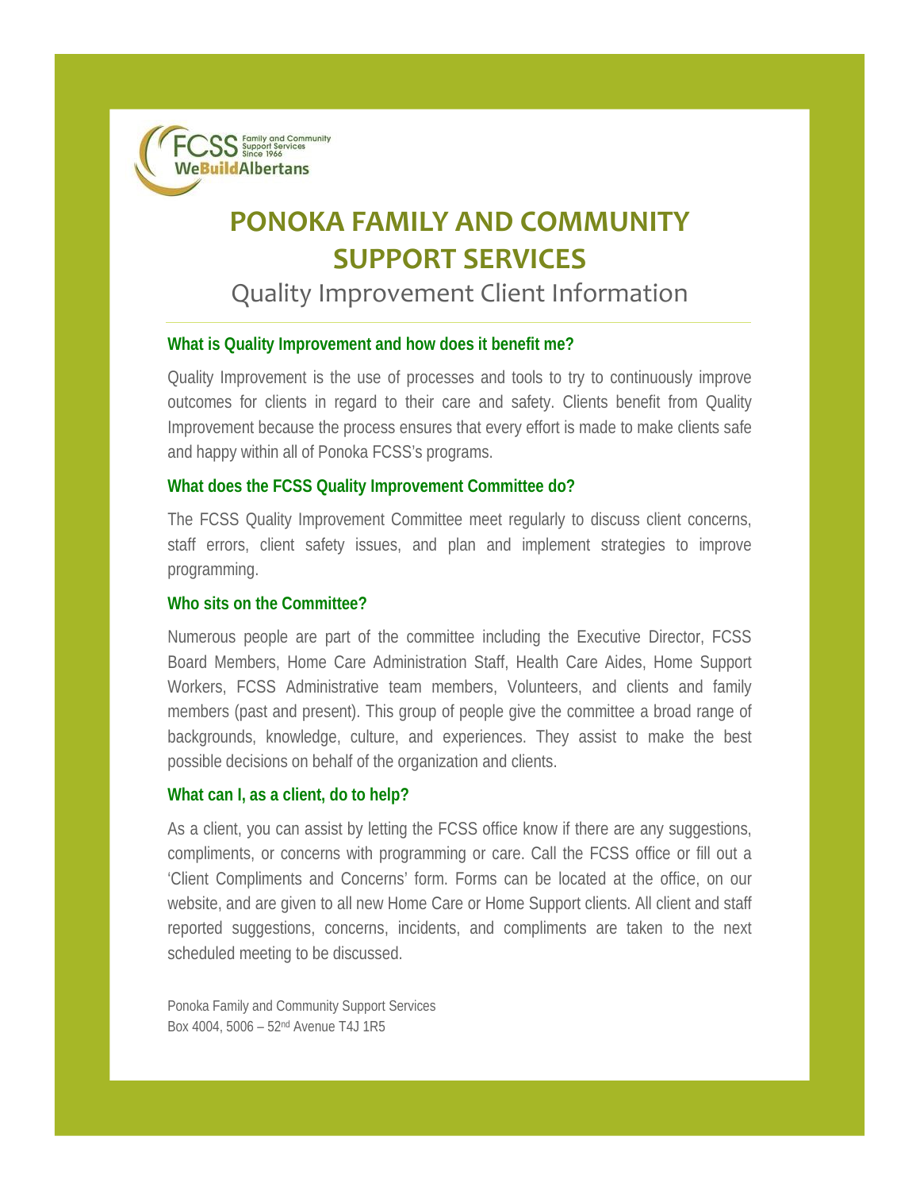# PONOKA FAMILY AND COMMUNITY SUPPORT SERVICES

## Quality Improvement Client Information

**What is Quality Improvement and how does it benefit me?**

Quality Improvement is the use of processes and tools to try to continuously improve outcomes for clients in regard to their care and safety. Clients benefit from Quality Improvement because the process ensures that every effort is made to make clients safe and happy within all of Ponoka FCSS's programs.

**What does the FCSS Quality Improvement Committee do?**

The FCSS Quality Improvement Committee meet regularly to discuss client concerns, staff errors, client safety issues, and plan and implement strategies to improve programming.

**Who sits on the Committee?**

Numerous people are part of the committee including the Executive Director, FCSS Board Members, Home Care Administration Staff, Health Care Aides, Home Support Workers, FCSS Administrative team members, Volunteers, and clients and family members (past and present). This group of people give the committee a broad range of backgrounds, knowledge, culture, and experiences. They assist to make the best possible decisions on behalf of the organization and clients.

**What can I, as a client, do to help?**

As a client, you can assist by letting the FCSS office know if there are any suggestions, compliments, or concerns with programming or care. Call the FCSS office or fill out a 'Client Compliments and Concerns' form. Forms can be located at the office, on our website, and are given to all new Home Care or Home Support clients. All client and staff reported suggestions, concerns, incidents, and compliments are taken to the next scheduled meeting to be discussed.

Ponoka Family and Community Support Services
Box 4004, 5006 – 52nd Avenue T4J 1R5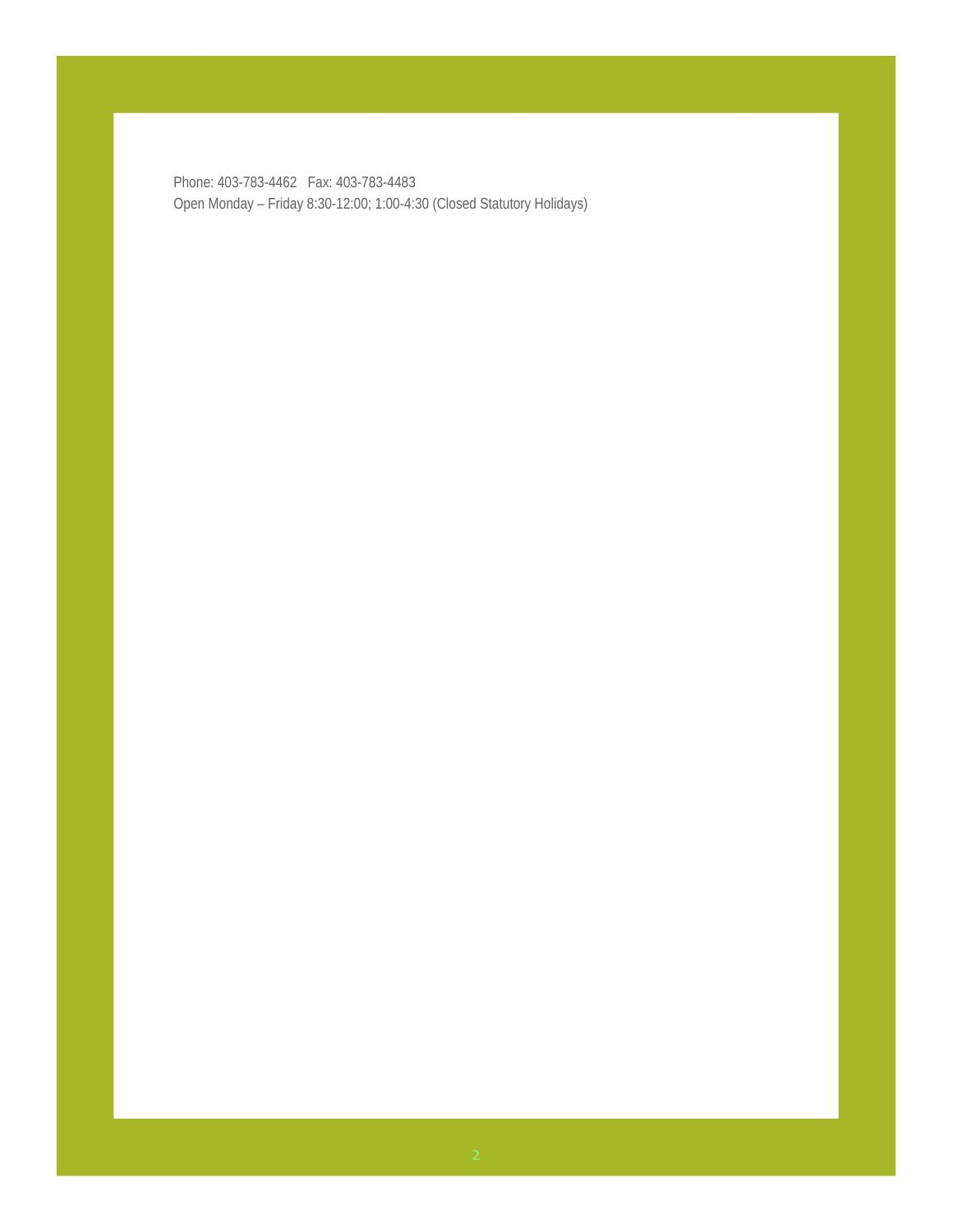Phone: 403-783-4462   Fax: 403-783-4483
Open Monday – Friday 8:30-12:00; 1:00-4:30 (Closed Statutory Holidays)